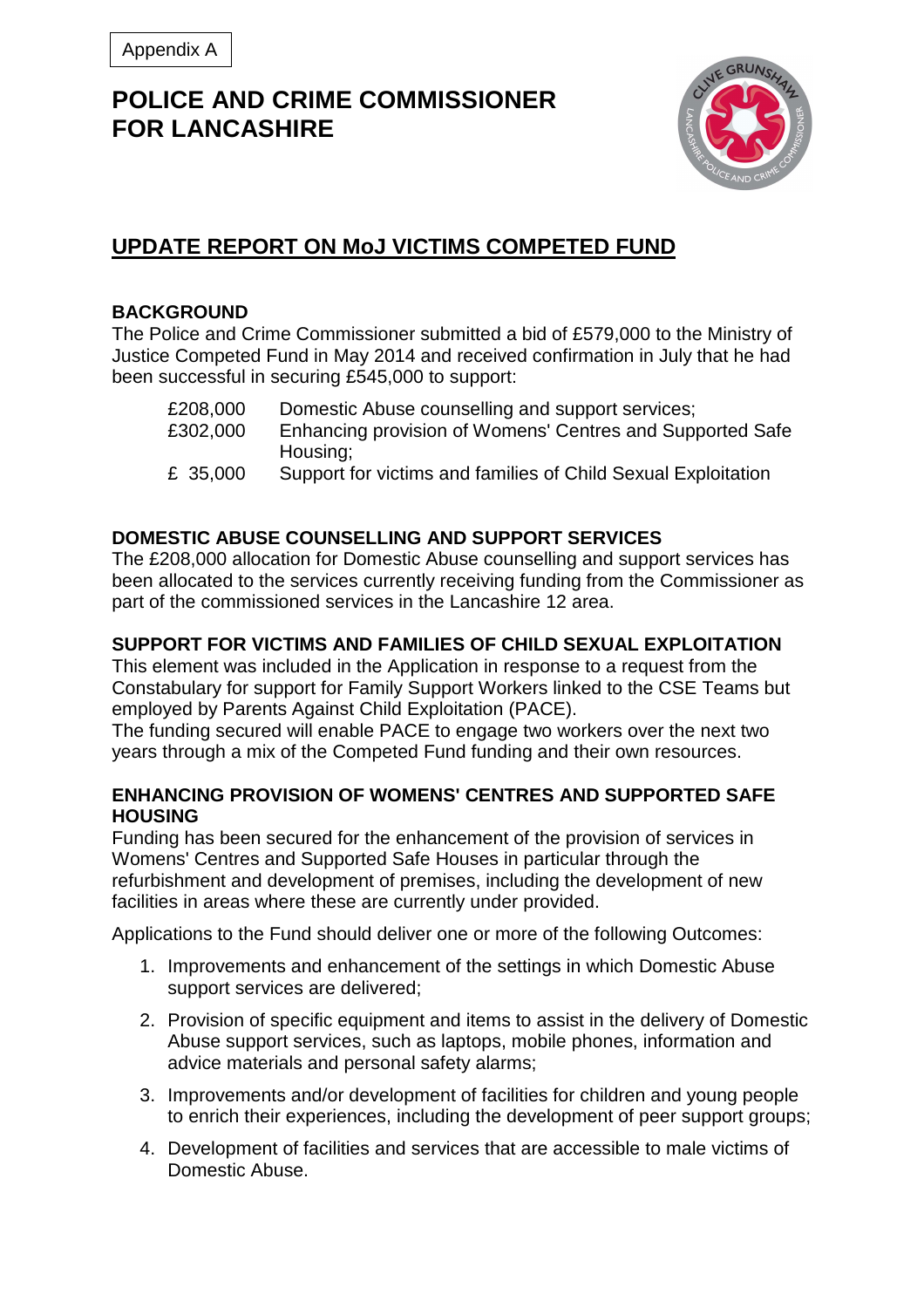Appendix A

# POLICE AND CRIME COMMISSIONER FOR LANCASHIRE

## UPDATE REPORT ON MoJ VICTIMS COMPETED FUND

### BACKGROUND

The Police and Crime Commissioner submitted a bid of £579,000 to the Ministry of Justice Competed Fund in May 2014 and received confirmation in July that he had been successful in securing £545,000 to support:

| | |
|---|---|
| £208,000 | Domestic Abuse counselling and support services; |
| £302,000 | Enhancing provision of Womens' Centres and Supported Safe Housing; |
| £ 35,000 | Support for victims and families of Child Sexual Exploitation |

### DOMESTIC ABUSE COUNSELLING AND SUPPORT SERVICES

The £208,000 allocation for Domestic Abuse counselling and support services has been allocated to the services currently receiving funding from the Commissioner as part of the commissioned services in the Lancashire 12 area.

### SUPPORT FOR VICTIMS AND FAMILIES OF CHILD SEXUAL EXPLOITATION

This element was included in the Application in response to a request from the Constabulary for support for Family Support Workers linked to the CSE Teams but employed by Parents Against Child Exploitation (PACE).

The funding secured will enable PACE to engage two workers over the next two years through a mix of the Competed Fund funding and their own resources.

### ENHANCING PROVISION OF WOMENS' CENTRES AND SUPPORTED SAFE HOUSING

Funding has been secured for the enhancement of the provision of services in Womens' Centres and Supported Safe Houses in particular through the refurbishment and development of premises, including the development of new facilities in areas where these are currently under provided.

Applications to the Fund should deliver one or more of the following Outcomes:

1. Improvements and enhancement of the settings in which Domestic Abuse support services are delivered;
2. Provision of specific equipment and items to assist in the delivery of Domestic Abuse support services, such as laptops, mobile phones, information and advice materials and personal safety alarms;
3. Improvements and/or development of facilities for children and young people to enrich their experiences, including the development of peer support groups;
4. Development of facilities and services that are accessible to male victims of Domestic Abuse.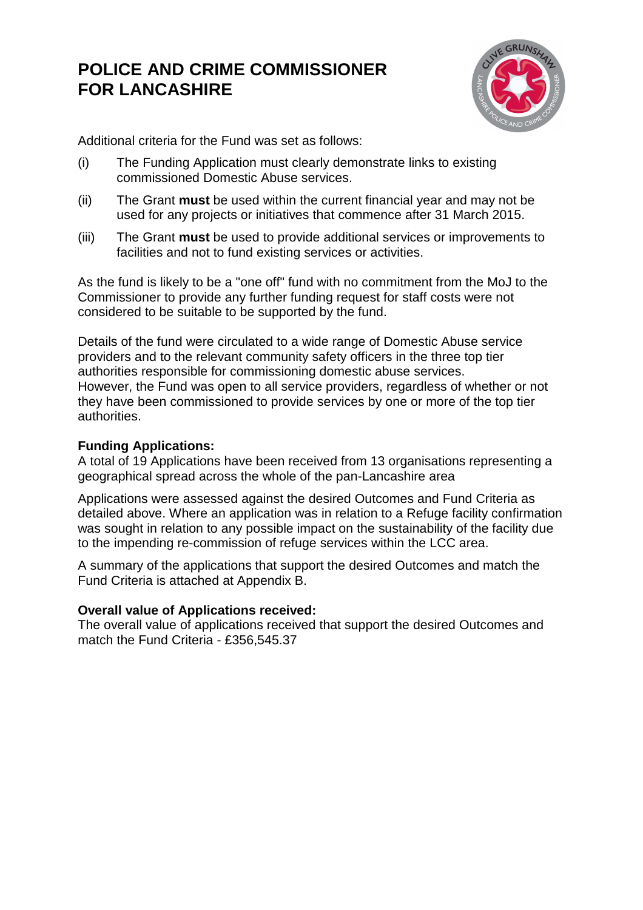# POLICE AND CRIME COMMISSIONER FOR LANCASHIRE

Additional criteria for the Fund was set as follows:

(i) The Funding Application must clearly demonstrate links to existing commissioned Domestic Abuse services.

(ii) The Grant **must** be used within the current financial year and may not be used for any projects or initiatives that commence after 31 March 2015.

(iii) The Grant **must** be used to provide additional services or improvements to facilities and not to fund existing services or activities.

As the fund is likely to be a "one off" fund with no commitment from the MoJ to the Commissioner to provide any further funding request for staff costs were not considered to be suitable to be supported by the fund.

Details of the fund were circulated to a wide range of Domestic Abuse service providers and to the relevant community safety officers in the three top tier authorities responsible for commissioning domestic abuse services.
However, the Fund was open to all service providers, regardless of whether or not they have been commissioned to provide services by one or more of the top tier authorities.

**Funding Applications:**
A total of 19 Applications have been received from 13 organisations representing a geographical spread across the whole of the pan-Lancashire area

Applications were assessed against the desired Outcomes and Fund Criteria as detailed above. Where an application was in relation to a Refuge facility confirmation was sought in relation to any possible impact on the sustainability of the facility due to the impending re-commission of refuge services within the LCC area.

A summary of the applications that support the desired Outcomes and match the Fund Criteria is attached at Appendix B.

**Overall value of Applications received:**
The overall value of applications received that support the desired Outcomes and match the Fund Criteria - £356,545.37